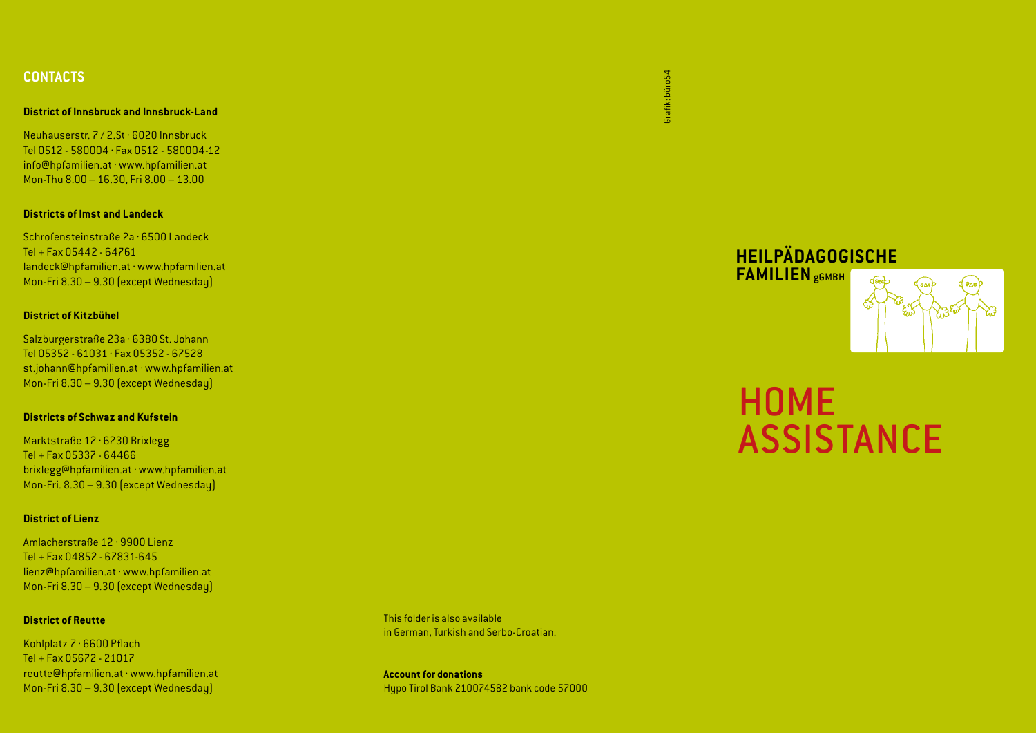## CONTACTS

**District of Innsbruck and Innsbruck-Land**

Neuhauserstr. 7 / 2.St · 6020 Innsbruck
Tel 0512 - 580004 · Fax 0512 - 580004-12
info@hpfamilien.at · www.hpfamilien.at
Mon-Thu 8.00 – 16.30, Fri 8.00 – 13.00

**Districts of Imst and Landeck**

Schrofensteinstraße 2a · 6500 Landeck
Tel + Fax 05442 - 64761
landeck@hpfamilien.at · www.hpfamilien.at
Mon-Fri 8.30 – 9.30 (except Wednesday)

**District of Kitzbühel**

Salzburgerstraße 23a · 6380 St. Johann
Tel 05352 - 61031 · Fax 05352 - 67528
st.johann@hpfamilien.at · www.hpfamilien.at
Mon-Fri 8.30 – 9.30 (except Wednesday)

**Districts of Schwaz and Kufstein**

Marktstraße 12 · 6230 Brixlegg
Tel + Fax 05337 - 64466
brixlegg@hpfamilien.at · www.hpfamilien.at
Mon-Fri. 8.30 – 9.30 (except Wednesday)

**District of Lienz**

Amlacherstraße 12 · 9900 Lienz
Tel + Fax 04852 - 67831-645
lienz@hpfamilien.at · www.hpfamilien.at
Mon-Fri 8.30 – 9.30 (except Wednesday)

**District of Reutte**

Kohlplatz 7 · 6600 Pflach
Tel + Fax 05672 - 21017
reutte@hpfamilien.at · www.hpfamilien.at
Mon-Fri 8.30 – 9.30 (except Wednesday)

This folder is also available
in German, Turkish and Serbo-Croatian.

**Account for donations**
Hypo Tirol Bank 210074582 bank code 57000

Grafik: büro54

**HEILPÄDAGOGISCHE FAMILIEN** gGMBH

# HOME ASSISTANCE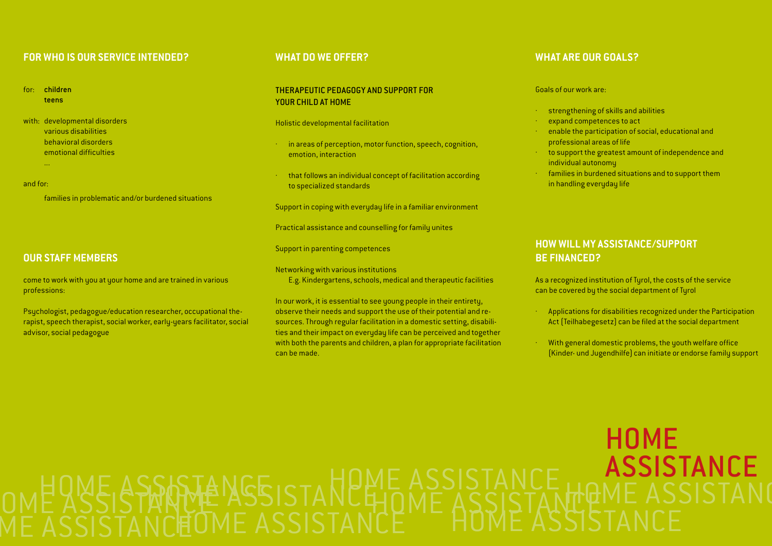## FOR WHO IS OUR SERVICE INTENDED?

for: **children**
**teens**

with: developmental disorders
various disabilities
behavioral disorders
emotional difficulties
...

and for:

families in problematic and/or burdened situations

## OUR STAFF MEMBERS

come to work with you at your home and are trained in various professions:

Psychologist, pedagogue/education researcher, occupational therapist, speech therapist, social worker, early-years facilitator, social advisor, social pedagogue

## WHAT DO WE OFFER?

### THERAPEUTIC PEDAGOGY AND SUPPORT FOR YOUR CHILD AT HOME

Holistic developmental facilitation

- in areas of perception, motor function, speech, cognition, emotion, interaction
- that follows an individual concept of facilitation according to specialized standards

Support in coping with everyday life in a familiar environment

Practical assistance and counselling for family unites

Support in parenting competences

Networking with various institutions
E.g. Kindergartens, schools, medical and therapeutic facilities

In our work, it is essential to see young people in their entirety, observe their needs and support the use of their potential and resources. Through regular facilitation in a domestic setting, disabilities and their impact on everyday life can be perceived and together with both the parents and children, a plan for appropriate facilitation can be made.

## WHAT ARE OUR GOALS?

Goals of our work are:

- strengthening of skills and abilities
- expand competences to act
- enable the participation of social, educational and professional areas of life
- to support the greatest amount of independence and individual autonomy
- families in burdened situations and to support them in handling everyday life

## HOW WILL MY ASSISTANCE/SUPPORT BE FINANCED?

As a recognized institution of Tyrol, the costs of the service can be covered by the social department of Tyrol

- Applications for disabilities recognized under the Participation Act (Teilhabegesetz) can be filed at the social department
- With general domestic problems, the youth welfare office (Kinder- und Jugendhilfe) can initiate or endorse family support

# HOME ASSISTANCE